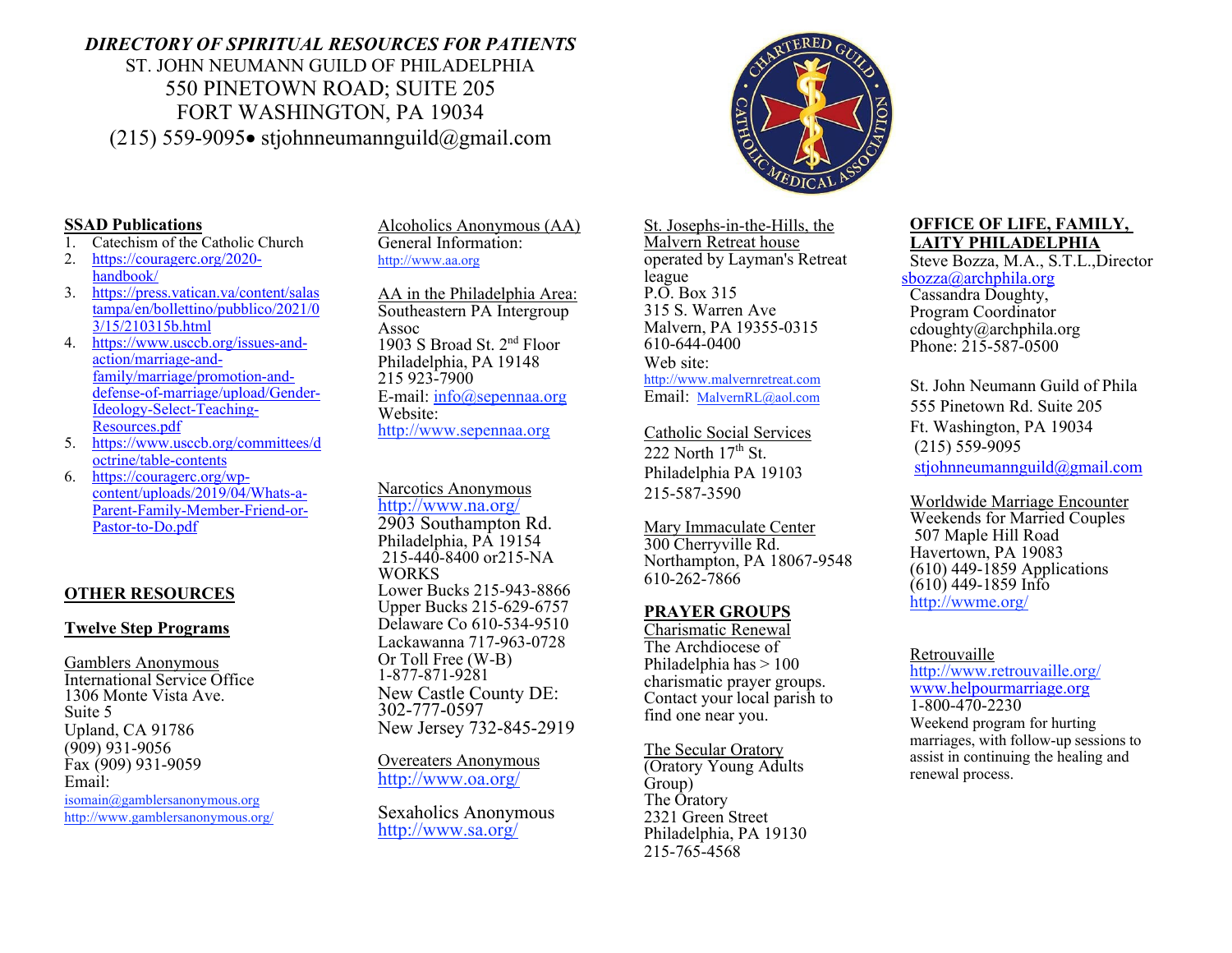***DIRECTORY OF SPIRITUAL RESOURCES FOR PATIENTS***

ST. JOHN NEUMANN GUILD OF PHILADELPHIA
550 PINETOWN ROAD; SUITE 205
FORT WASHINGTON, PA 19034
(215) 559-9095• stjohnneumannguild@gmail.com

**SSAD Publications**

1. Catechism of the Catholic Church
2. https://couragerc.org/2020-handbook/
3. https://press.vatican.va/content/salastampa/en/bollettino/pubblico/2021/03/15/210315b.html
4. https://www.usccb.org/issues-and-action/marriage-and-family/marriage/promotion-and-defense-of-marriage/upload/Gender-Ideology-Select-Teaching-Resources.pdf
5. https://www.usccb.org/committees/doctrine/table-contents
6. https://couragerc.org/wp-content/uploads/2019/04/Whats-a-Parent-Family-Member-Friend-or-Pastor-to-Do.pdf

**OTHER RESOURCES**

**Twelve Step Programs**

Gamblers Anonymous
International Service Office
1306 Monte Vista Ave.
Suite 5
Upland, CA 91786
(909) 931-9056
Fax (909) 931-9059
Email:
isomain@gamblersanonymous.org
http://www.gamblersanonymous.org/

Alcoholics Anonymous (AA)
General Information:
http://www.aa.org

AA in the Philadelphia Area:
Southeastern PA Intergroup Assoc
1903 S Broad St. 2nd Floor
Philadelphia, PA 19148
215 923-7900
E-mail: info@sepennaa.org
Website:
http://www.sepennaa.org

Narcotics Anonymous
http://www.na.org/
2903 Southampton Rd.
Philadelphia, PA 19154
215-440-8400 or215-NA WORKS
Lower Bucks 215-943-8866
Upper Bucks 215-629-6757
Delaware Co 610-534-9510
Lackawanna 717-963-0728
Or Toll Free (W-B)
1-877-871-9281
New Castle County DE:
302-777-0597
New Jersey 732-845-2919

Overeaters Anonymous
http://www.oa.org/

Sexaholics Anonymous
http://www.sa.org/

St. Josephs-in-the-Hills, the Malvern Retreat house
operated by Layman's Retreat league
P.O. Box 315
315 S. Warren Ave
Malvern, PA 19355-0315
610-644-0400
Web site:
http://www.malvernretreat.com
Email: MalvernRL@aol.com

Catholic Social Services
222 North 17th St.
Philadelphia PA 19103
215-587-3590

Mary Immaculate Center
300 Cherryville Rd.
Northampton, PA 18067-9548
610-262-7866

**PRAYER GROUPS**

Charismatic Renewal
The Archdiocese of Philadelphia has > 100 charismatic prayer groups. Contact your local parish to find one near you.

The Secular Oratory
(Oratory Young Adults Group)
The Oratory
2321 Green Street
Philadelphia, PA 19130
215-765-4568

**OFFICE OF LIFE, FAMILY, LAITY PHILADELPHIA**

Steve Bozza, M.A., S.T.L.,Director
sbozza@archphila.org
Cassandra Doughty,
Program Coordinator
cdoughty@archphila.org
Phone: 215-587-0500

St. John Neumann Guild of Phila
555 Pinetown Rd. Suite 205
Ft. Washington, PA 19034
(215) 559-9095
stjohnneumannguild@gmail.com

Worldwide Marriage Encounter
Weekends for Married Couples
507 Maple Hill Road
Havertown, PA 19083
(610) 449-1859 Applications
(610) 449-1859 Info
http://wwme.org/

Retrouvaille
http://www.retrouvaille.org/
www.helpourmarriage.org
1-800-470-2230
Weekend program for hurting marriages, with follow-up sessions to assist in continuing the healing and renewal process.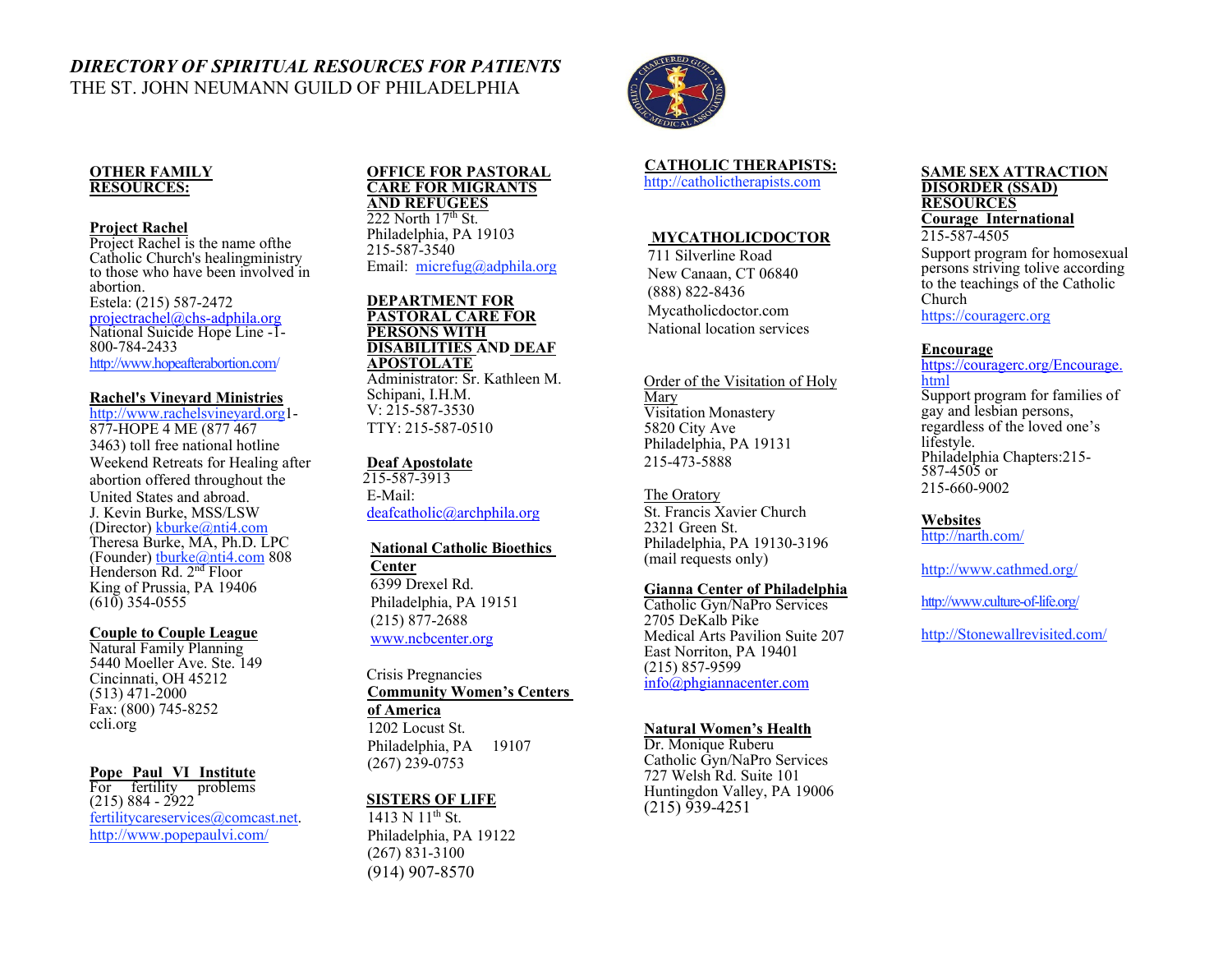# *DIRECTORY OF SPIRITUAL RESOURCES FOR PATIENTS*

THE ST. JOHN NEUMANN GUILD OF PHILADELPHIA

## OTHER FAMILY RESOURCES:

**Project Rachel**
Project Rachel is the name ofthe Catholic Church's healingministry to those who have been involved in abortion.
Estela: (215) 587-2472
projectrachel@chs-adphila.org
National Suicide Hope Line -1-800-784-2433
http://www.hopeafterabortion.com/

**Rachel's Vineyard Ministries**
http://www.rachelsvineyard.org1-877-HOPE 4 ME (877 467 3463) toll free national hotline
Weekend Retreats for Healing after abortion offered throughout the United States and abroad.
J. Kevin Burke, MSS/LSW (Director) kburke@nti4.com
Theresa Burke, MA, Ph.D. LPC (Founder) tburke@nti4.com 808 Henderson Rd. 2nd Floor
King of Prussia, PA 19406
(610) 354-0555

**Couple to Couple League**
Natural Family Planning
5440 Moeller Ave. Ste. 149
Cincinnati, OH 45212
(513) 471-2000
Fax: (800) 745-8252
ccli.org

**Pope Paul VI Institute**
For fertility problems
(215) 884 - 2922
fertilitycareservices@comcast.net.
http://www.popepaulvi.com/

**OFFICE FOR PASTORAL CARE FOR MIGRANTS AND REFUGEES**
222 North 17th St.
Philadelphia, PA 19103
215-587-3540
Email: micrefug@adphila.org

**DEPARTMENT FOR PASTORAL CARE FOR PERSONS WITH DISABILITIES AND DEAF APOSTOLATE**
Administrator: Sr. Kathleen M. Schipani, I.H.M.
V: 215-587-3530
TTY: 215-587-0510

**Deaf Apostolate**
215-587-3913
E-Mail:
deafcatholic@archphila.org

**National Catholic Bioethics Center**
6399 Drexel Rd.
Philadelphia, PA 19151
(215) 877-2688
www.ncbcenter.org

Crisis Pregnancies
**Community Women's Centers of America**
1202 Locust St.
Philadelphia, PA 19107
(267) 239-0753

**SISTERS OF LIFE**
1413 N 11th St.
Philadelphia, PA 19122
(267) 831-3100
(914) 907-8570

**CATHOLIC THERAPISTS:**
http://catholictherapists.com

**MYCATHOLICDOCTOR**
711 Silverline Road
New Canaan, CT 06840
(888) 822-8436
Mycatholicdoctor.com
National location services

Order of the Visitation of Holy Mary
Visitation Monastery
5820 City Ave
Philadelphia, PA 19131
215-473-5888

The Oratory
St. Francis Xavier Church
2321 Green St.
Philadelphia, PA 19130-3196
(mail requests only)

**Gianna Center of Philadelphia**
Catholic Gyn/NaPro Services
2705 DeKalb Pike
Medical Arts Pavilion Suite 207
East Norriton, PA 19401
(215) 857-9599
info@phgiannacenter.com

**Natural Women's Health**
Dr. Monique Ruberu
Catholic Gyn/NaPro Services
727 Welsh Rd. Suite 101
Huntingdon Valley, PA 19006
(215) 939-4251

**SAME SEX ATTRACTION DISORDER (SSAD) RESOURCES**

**Courage International**
215-587-4505
Support program for homosexual persons striving tolive according to the teachings of the Catholic Church
https://couragerc.org

**Encourage**
https://couragerc.org/Encourage.html
Support program for families of gay and lesbian persons, regardless of the loved one's lifestyle.
Philadelphia Chapters:215-587-4505 or
215-660-9002

**Websites**
http://narth.com/

http://www.cathmed.org/

http://www.culture-of-life.org/

http://Stonewallrevisited.com/